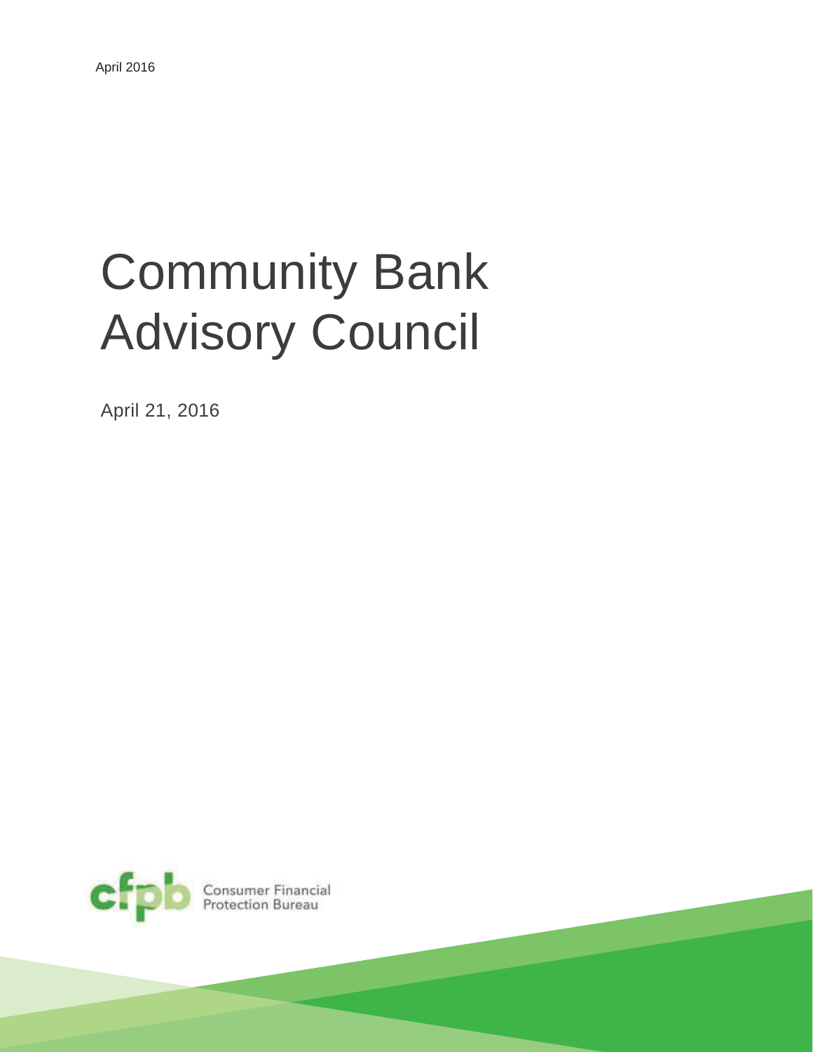April 2016

# Community Bank Advisory Council

April 21, 2016

Consumer Financial Protection Bureau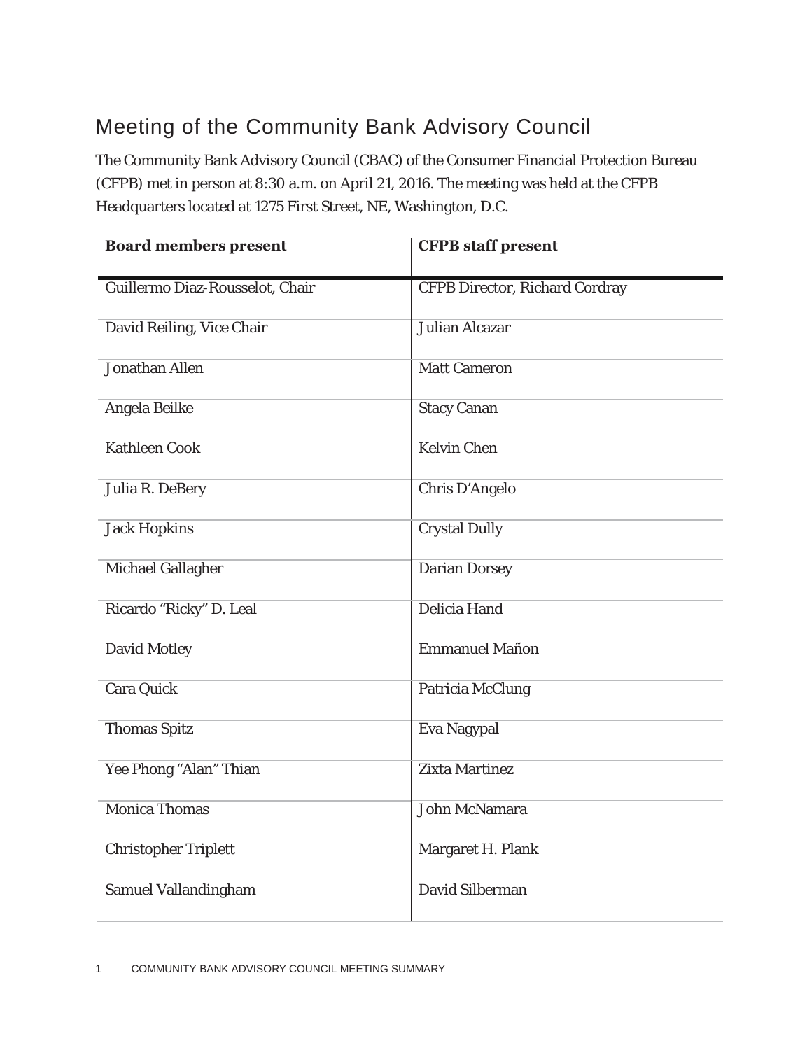# Meeting of the Community Bank Advisory Council

The Community Bank Advisory Council (CBAC) of the Consumer Financial Protection Bureau (CFPB) met in person at 8:30 a.m. on April 21, 2016. The meeting was held at the CFPB Headquarters located at 1275 First Street, NE, Washington, D.C.

| Board members present | CFPB staff present |
|---|---|
| Guillermo Diaz-Rousselot, Chair | CFPB Director, Richard Cordray |
| David Reiling, Vice Chair | Julian Alcazar |
| Jonathan Allen | Matt Cameron |
| Angela Beilke | Stacy Canan |
| Kathleen Cook | Kelvin Chen |
| Julia R. DeBery | Chris D’Angelo |
| Jack Hopkins | Crystal Dully |
| Michael Gallagher | Darian Dorsey |
| Ricardo “Ricky” D. Leal | Delicia Hand |
| David Motley | Emmanuel Mañon |
| Cara Quick | Patricia McClung |
| Thomas Spitz | Eva Nagypal |
| Yee Phong “Alan” Thian | Zixta Martinez |
| Monica Thomas | John McNamara |
| Christopher Triplett | Margaret H. Plank |
| Samuel Vallandingham | David Silberman |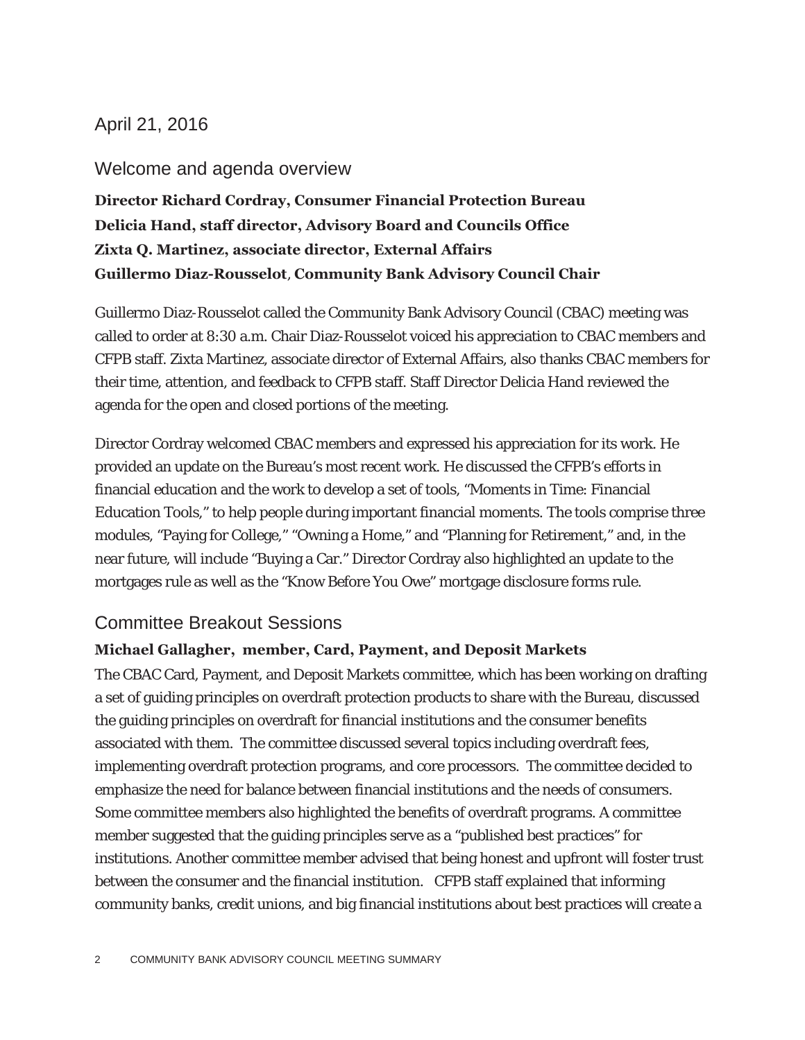## April 21, 2016

### Welcome and agenda overview

**Director Richard Cordray, Consumer Financial Protection Bureau**
**Delicia Hand, staff director, Advisory Board and Councils Office**
**Zixta Q. Martinez, associate director, External Affairs**
**Guillermo Diaz-Rousselot, Community Bank Advisory Council Chair**

Guillermo Diaz-Rousselot called the Community Bank Advisory Council (CBAC) meeting was called to order at 8:30 a.m. Chair Diaz-Rousselot voiced his appreciation to CBAC members and CFPB staff. Zixta Martinez, associate director of External Affairs, also thanks CBAC members for their time, attention, and feedback to CFPB staff. Staff Director Delicia Hand reviewed the agenda for the open and closed portions of the meeting.

Director Cordray welcomed CBAC members and expressed his appreciation for its work. He provided an update on the Bureau's most recent work. He discussed the CFPB's efforts in financial education and the work to develop a set of tools, "Moments in Time: Financial Education Tools," to help people during important financial moments. The tools comprise three modules, "Paying for College," "Owning a Home," and "Planning for Retirement," and, in the near future, will include "Buying a Car." Director Cordray also highlighted an update to the mortgages rule as well as the "Know Before You Owe" mortgage disclosure forms rule.

### Committee Breakout Sessions

**Michael Gallagher, member, Card, Payment, and Deposit Markets**

The CBAC Card, Payment, and Deposit Markets committee, which has been working on drafting a set of guiding principles on overdraft protection products to share with the Bureau, discussed the guiding principles on overdraft for financial institutions and the consumer benefits associated with them. The committee discussed several topics including overdraft fees, implementing overdraft protection programs, and core processors. The committee decided to emphasize the need for balance between financial institutions and the needs of consumers. Some committee members also highlighted the benefits of overdraft programs. A committee member suggested that the guiding principles serve as a "published best practices" for institutions. Another committee member advised that being honest and upfront will foster trust between the consumer and the financial institution. CFPB staff explained that informing community banks, credit unions, and big financial institutions about best practices will create a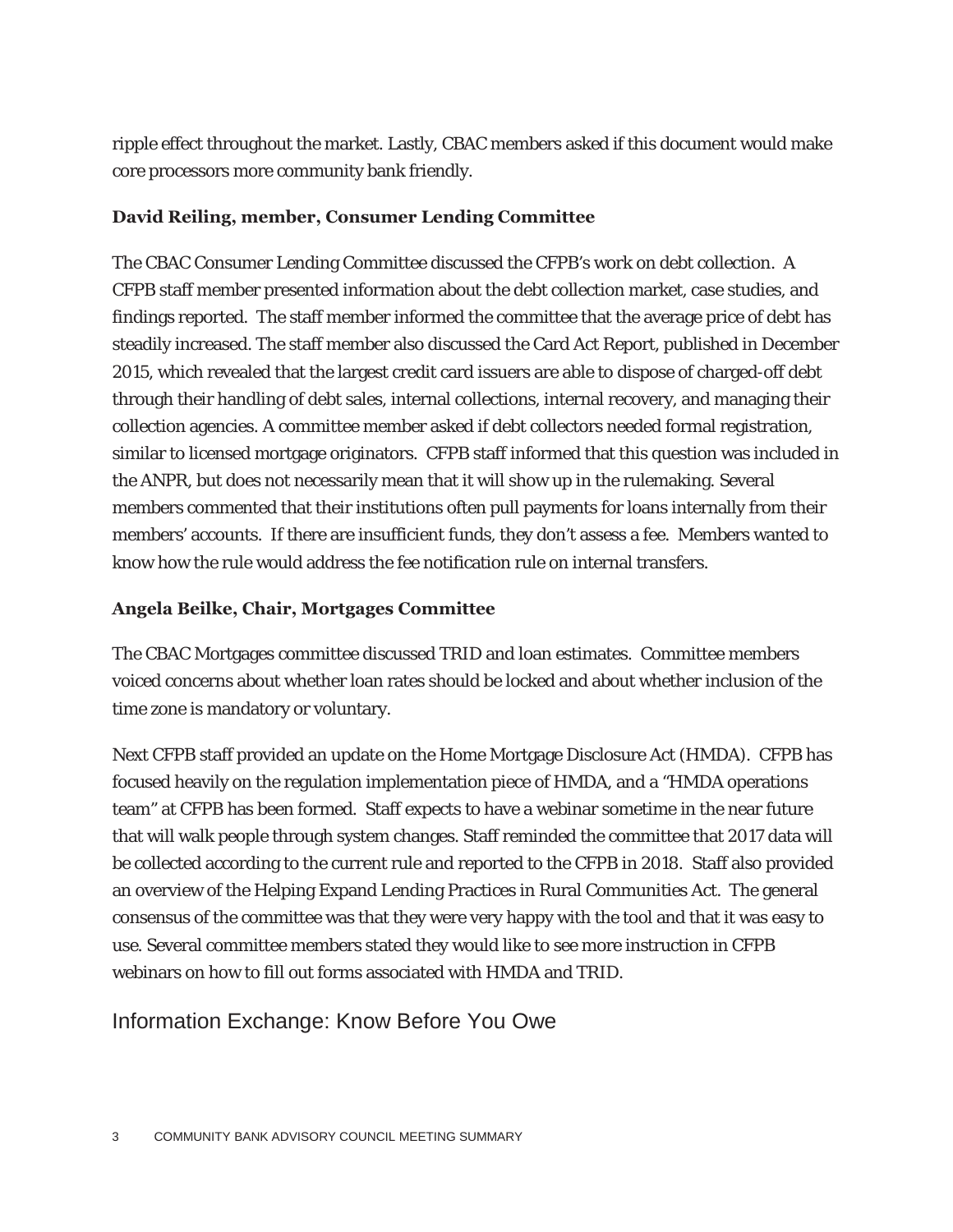ripple effect throughout the market. Lastly, CBAC members asked if this document would make core processors more community bank friendly.

**David Reiling, member, Consumer Lending Committee**

The CBAC Consumer Lending Committee discussed the CFPB's work on debt collection. A CFPB staff member presented information about the debt collection market, case studies, and findings reported. The staff member informed the committee that the average price of debt has steadily increased. The staff member also discussed the Card Act Report, published in December 2015, which revealed that the largest credit card issuers are able to dispose of charged-off debt through their handling of debt sales, internal collections, internal recovery, and managing their collection agencies. A committee member asked if debt collectors needed formal registration, similar to licensed mortgage originators. CFPB staff informed that this question was included in the ANPR, but does not necessarily mean that it will show up in the rulemaking. Several members commented that their institutions often pull payments for loans internally from their members' accounts. If there are insufficient funds, they don't assess a fee. Members wanted to know how the rule would address the fee notification rule on internal transfers.

**Angela Beilke, Chair, Mortgages Committee**

The CBAC Mortgages committee discussed TRID and loan estimates. Committee members voiced concerns about whether loan rates should be locked and about whether inclusion of the time zone is mandatory or voluntary.

Next CFPB staff provided an update on the Home Mortgage Disclosure Act (HMDA). CFPB has focused heavily on the regulation implementation piece of HMDA, and a "HMDA operations team" at CFPB has been formed. Staff expects to have a webinar sometime in the near future that will walk people through system changes. Staff reminded the committee that 2017 data will be collected according to the current rule and reported to the CFPB in 2018. Staff also provided an overview of the Helping Expand Lending Practices in Rural Communities Act. The general consensus of the committee was that they were very happy with the tool and that it was easy to use. Several committee members stated they would like to see more instruction in CFPB webinars on how to fill out forms associated with HMDA and TRID.

## Information Exchange: Know Before You Owe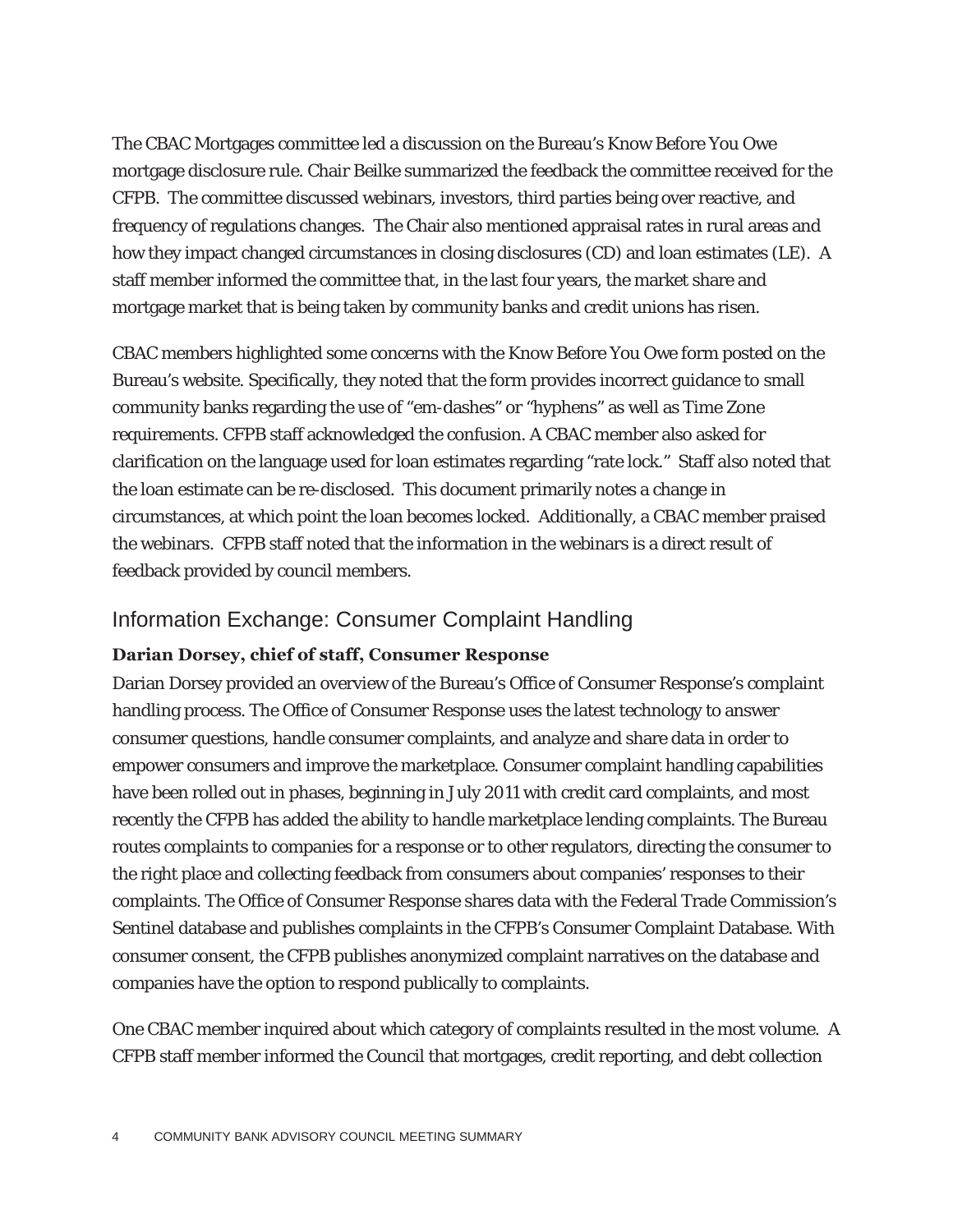The CBAC Mortgages committee led a discussion on the Bureau's Know Before You Owe mortgage disclosure rule. Chair Beilke summarized the feedback the committee received for the CFPB. The committee discussed webinars, investors, third parties being over reactive, and frequency of regulations changes. The Chair also mentioned appraisal rates in rural areas and how they impact changed circumstances in closing disclosures (CD) and loan estimates (LE). A staff member informed the committee that, in the last four years, the market share and mortgage market that is being taken by community banks and credit unions has risen.

CBAC members highlighted some concerns with the Know Before You Owe form posted on the Bureau's website. Specifically, they noted that the form provides incorrect guidance to small community banks regarding the use of "em-dashes" or "hyphens" as well as Time Zone requirements. CFPB staff acknowledged the confusion. A CBAC member also asked for clarification on the language used for loan estimates regarding "rate lock." Staff also noted that the loan estimate can be re-disclosed. This document primarily notes a change in circumstances, at which point the loan becomes locked. Additionally, a CBAC member praised the webinars. CFPB staff noted that the information in the webinars is a direct result of feedback provided by council members.

## Information Exchange: Consumer Complaint Handling

**Darian Dorsey, chief of staff, Consumer Response**

Darian Dorsey provided an overview of the Bureau's Office of Consumer Response's complaint handling process. The Office of Consumer Response uses the latest technology to answer consumer questions, handle consumer complaints, and analyze and share data in order to empower consumers and improve the marketplace. Consumer complaint handling capabilities have been rolled out in phases, beginning in July 2011 with credit card complaints, and most recently the CFPB has added the ability to handle marketplace lending complaints. The Bureau routes complaints to companies for a response or to other regulators, directing the consumer to the right place and collecting feedback from consumers about companies' responses to their complaints. The Office of Consumer Response shares data with the Federal Trade Commission's Sentinel database and publishes complaints in the CFPB's Consumer Complaint Database. With consumer consent, the CFPB publishes anonymized complaint narratives on the database and companies have the option to respond publically to complaints.

One CBAC member inquired about which category of complaints resulted in the most volume. A CFPB staff member informed the Council that mortgages, credit reporting, and debt collection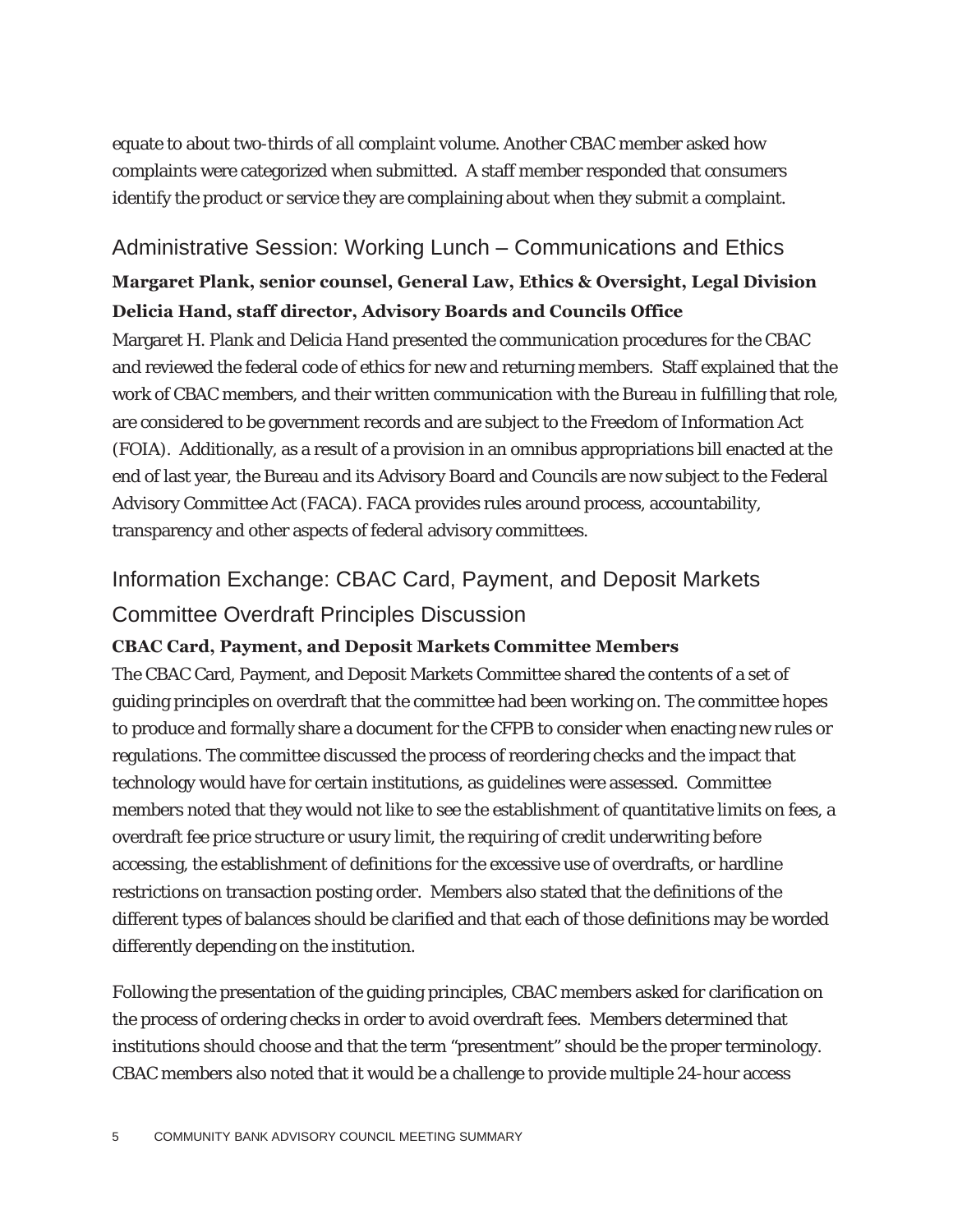equate to about two-thirds of all complaint volume. Another CBAC member asked how complaints were categorized when submitted. A staff member responded that consumers identify the product or service they are complaining about when they submit a complaint.

## Administrative Session: Working Lunch – Communications and Ethics

**Margaret Plank, senior counsel, General Law, Ethics & Oversight, Legal Division**

**Delicia Hand, staff director, Advisory Boards and Councils Office**

Margaret H. Plank and Delicia Hand presented the communication procedures for the CBAC and reviewed the federal code of ethics for new and returning members. Staff explained that the work of CBAC members, and their written communication with the Bureau in fulfilling that role, are considered to be government records and are subject to the Freedom of Information Act (FOIA). Additionally, as a result of a provision in an omnibus appropriations bill enacted at the end of last year, the Bureau and its Advisory Board and Councils are now subject to the Federal Advisory Committee Act (FACA). FACA provides rules around process, accountability, transparency and other aspects of federal advisory committees.

## Information Exchange: CBAC Card, Payment, and Deposit Markets Committee Overdraft Principles Discussion

**CBAC Card, Payment, and Deposit Markets Committee Members**

The CBAC Card, Payment, and Deposit Markets Committee shared the contents of a set of guiding principles on overdraft that the committee had been working on. The committee hopes to produce and formally share a document for the CFPB to consider when enacting new rules or regulations. The committee discussed the process of reordering checks and the impact that technology would have for certain institutions, as guidelines were assessed. Committee members noted that they would not like to see the establishment of quantitative limits on fees, a overdraft fee price structure or usury limit, the requiring of credit underwriting before accessing, the establishment of definitions for the excessive use of overdrafts, or hardline restrictions on transaction posting order. Members also stated that the definitions of the different types of balances should be clarified and that each of those definitions may be worded differently depending on the institution.

Following the presentation of the guiding principles, CBAC members asked for clarification on the process of ordering checks in order to avoid overdraft fees. Members determined that institutions should choose and that the term "presentment" should be the proper terminology. CBAC members also noted that it would be a challenge to provide multiple 24-hour access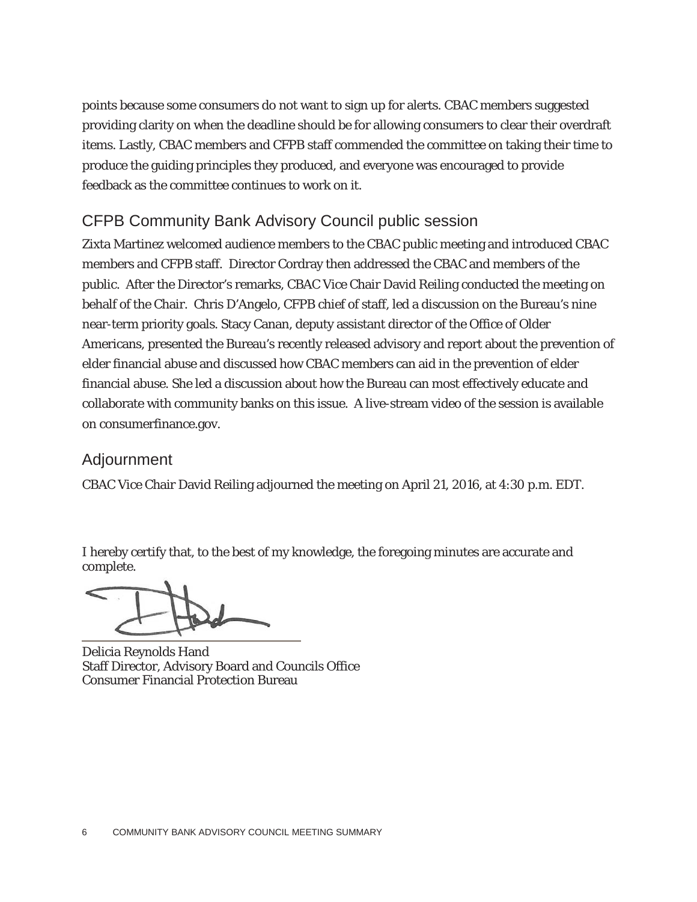points because some consumers do not want to sign up for alerts. CBAC members suggested providing clarity on when the deadline should be for allowing consumers to clear their overdraft items. Lastly, CBAC members and CFPB staff commended the committee on taking their time to produce the guiding principles they produced, and everyone was encouraged to provide feedback as the committee continues to work on it.

## CFPB Community Bank Advisory Council public session

Zixta Martinez welcomed audience members to the CBAC public meeting and introduced CBAC members and CFPB staff. Director Cordray then addressed the CBAC and members of the public. After the Director's remarks, CBAC Vice Chair David Reiling conducted the meeting on behalf of the Chair. Chris D'Angelo, CFPB chief of staff, led a discussion on the Bureau's nine near-term priority goals. Stacy Canan, deputy assistant director of the Office of Older Americans, presented the Bureau's recently released advisory and report about the prevention of elder financial abuse and discussed how CBAC members can aid in the prevention of elder financial abuse. She led a discussion about how the Bureau can most effectively educate and collaborate with community banks on this issue. A live-stream video of the session is available on consumerfinance.gov.

## Adjournment

CBAC Vice Chair David Reiling adjourned the meeting on April 21, 2016, at 4:30 p.m. EDT.

I hereby certify that, to the best of my knowledge, the foregoing minutes are accurate and complete.

Delicia Reynolds Hand
Staff Director, Advisory Board and Councils Office
Consumer Financial Protection Bureau